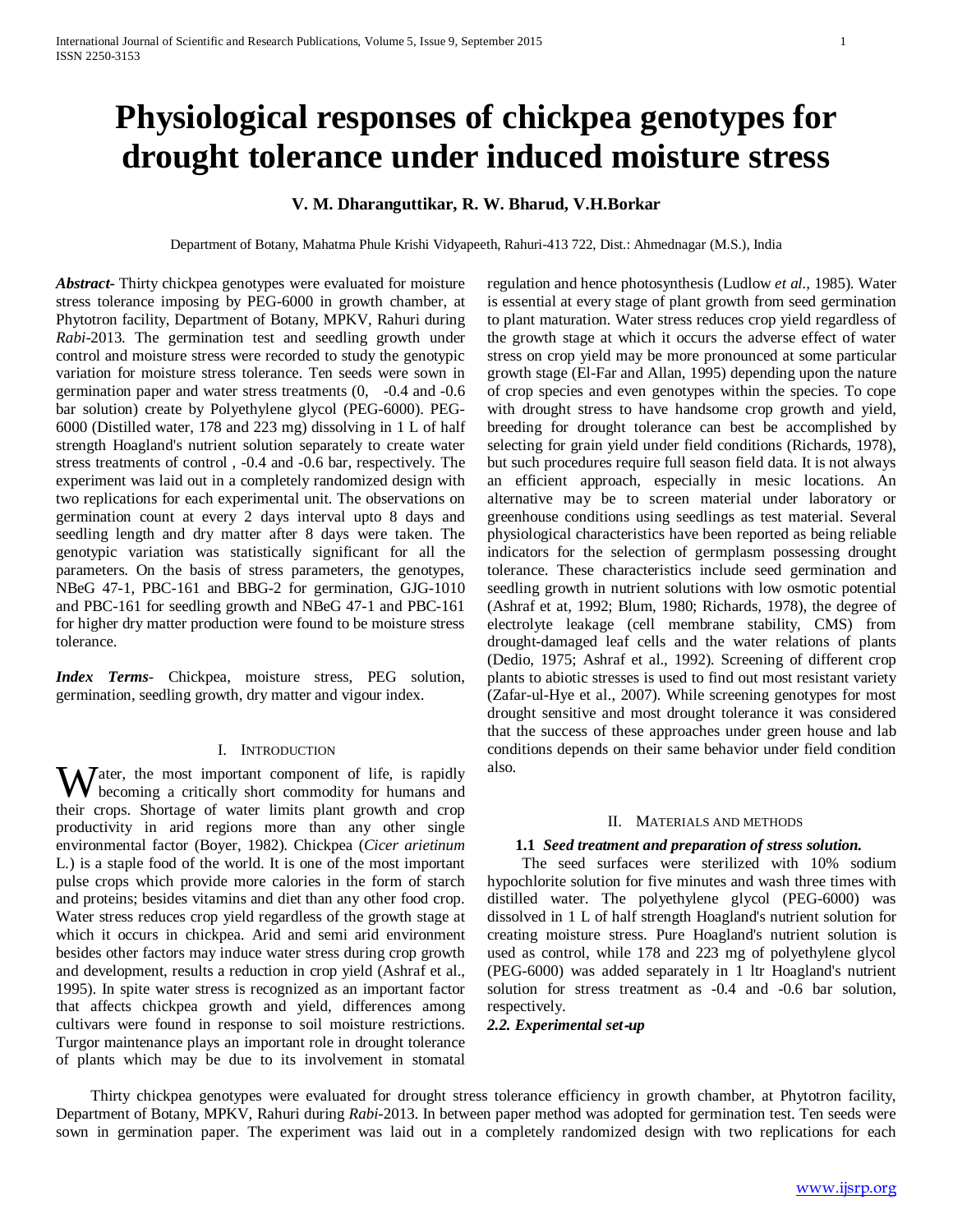# Physiological responses of chickpea genotypes for drought tolerance under induced moisture stress

**V. M. Dharanguttikar, R. W. Bharud, V.H.Borkar**

Department of Botany, Mahatma Phule Krishi Vidyapeeth, Rahuri-413 722, Dist.: Ahmednagar (M.S.), India

***Abstract-*** Thirty chickpea genotypes were evaluated for moisture stress tolerance imposing by PEG-6000 in growth chamber, at Phytotron facility, Department of Botany, MPKV, Rahuri during *Rabi*-2013. The germination test and seedling growth under control and moisture stress were recorded to study the genotypic variation for moisture stress tolerance. Ten seeds were sown in germination paper and water stress treatments (0, -0.4 and -0.6 bar solution) create by Polyethylene glycol (PEG-6000). PEG-6000 (Distilled water, 178 and 223 mg) dissolving in 1 L of half strength Hoagland's nutrient solution separately to create water stress treatments of control , -0.4 and -0.6 bar, respectively. The experiment was laid out in a completely randomized design with two replications for each experimental unit. The observations on germination count at every 2 days interval upto 8 days and seedling length and dry matter after 8 days were taken. The genotypic variation was statistically significant for all the parameters. On the basis of stress parameters, the genotypes, NBeG 47-1, PBC-161 and BBG-2 for germination, GJG-1010 and PBC-161 for seedling growth and NBeG 47-1 and PBC-161 for higher dry matter production were found to be moisture stress tolerance.

***Index Terms*-** Chickpea, moisture stress, PEG solution, germination, seedling growth, dry matter and vigour index.

## I. Introduction

Water, the most important component of life, is rapidly becoming a critically short commodity for humans and their crops. Shortage of water limits plant growth and crop productivity in arid regions more than any other single environmental factor (Boyer, 1982). Chickpea (*Cicer arietinum* L.) is a staple food of the world. It is one of the most important pulse crops which provide more calories in the form of starch and proteins; besides vitamins and diet than any other food crop. Water stress reduces crop yield regardless of the growth stage at which it occurs in chickpea. Arid and semi arid environment besides other factors may induce water stress during crop growth and development, results a reduction in crop yield (Ashraf et al., 1995). In spite water stress is recognized as an important factor that affects chickpea growth and yield, differences among cultivars were found in response to soil moisture restrictions. Turgor maintenance plays an important role in drought tolerance of plants which may be due to its involvement in stomatal regulation and hence photosynthesis (Ludlow *et al.*, 1985). Water is essential at every stage of plant growth from seed germination to plant maturation. Water stress reduces crop yield regardless of the growth stage at which it occurs the adverse effect of water stress on crop yield may be more pronounced at some particular growth stage (El-Far and Allan, 1995) depending upon the nature of crop species and even genotypes within the species. To cope with drought stress to have handsome crop growth and yield, breeding for drought tolerance can best be accomplished by selecting for grain yield under field conditions (Richards, 1978), but such procedures require full season field data. It is not always an efficient approach, especially in mesic locations. An alternative may be to screen material under laboratory or greenhouse conditions using seedlings as test material. Several physiological characteristics have been reported as being reliable indicators for the selection of germplasm possessing drought tolerance. These characteristics include seed germination and seedling growth in nutrient solutions with low osmotic potential (Ashraf et at, 1992; Blum, 1980; Richards, 1978), the degree of electrolyte leakage (cell membrane stability, CMS) from drought-damaged leaf cells and the water relations of plants (Dedio, 1975; Ashraf et al., 1992). Screening of different crop plants to abiotic stresses is used to find out most resistant variety (Zafar-ul-Hye et al., 2007). While screening genotypes for most drought sensitive and most drought tolerance it was considered that the success of these approaches under green house and lab conditions depends on their same behavior under field condition also.

## II. Materials and methods

### 1.1 *Seed treatment and preparation of stress solution.*

The seed surfaces were sterilized with 10% sodium hypochlorite solution for five minutes and wash three times with distilled water. The polyethylene glycol (PEG-6000) was dissolved in 1 L of half strength Hoagland's nutrient solution for creating moisture stress. Pure Hoagland's nutrient solution is used as control, while 178 and 223 mg of polyethylene glycol (PEG-6000) was added separately in 1 ltr Hoagland's nutrient solution for stress treatment as -0.4 and -0.6 bar solution, respectively.

### *2.2. Experimental set-up*

Thirty chickpea genotypes were evaluated for drought stress tolerance efficiency in growth chamber, at Phytotron facility, Department of Botany, MPKV, Rahuri during *Rabi*-2013. In between paper method was adopted for germination test. Ten seeds were sown in germination paper. The experiment was laid out in a completely randomized design with two replications for each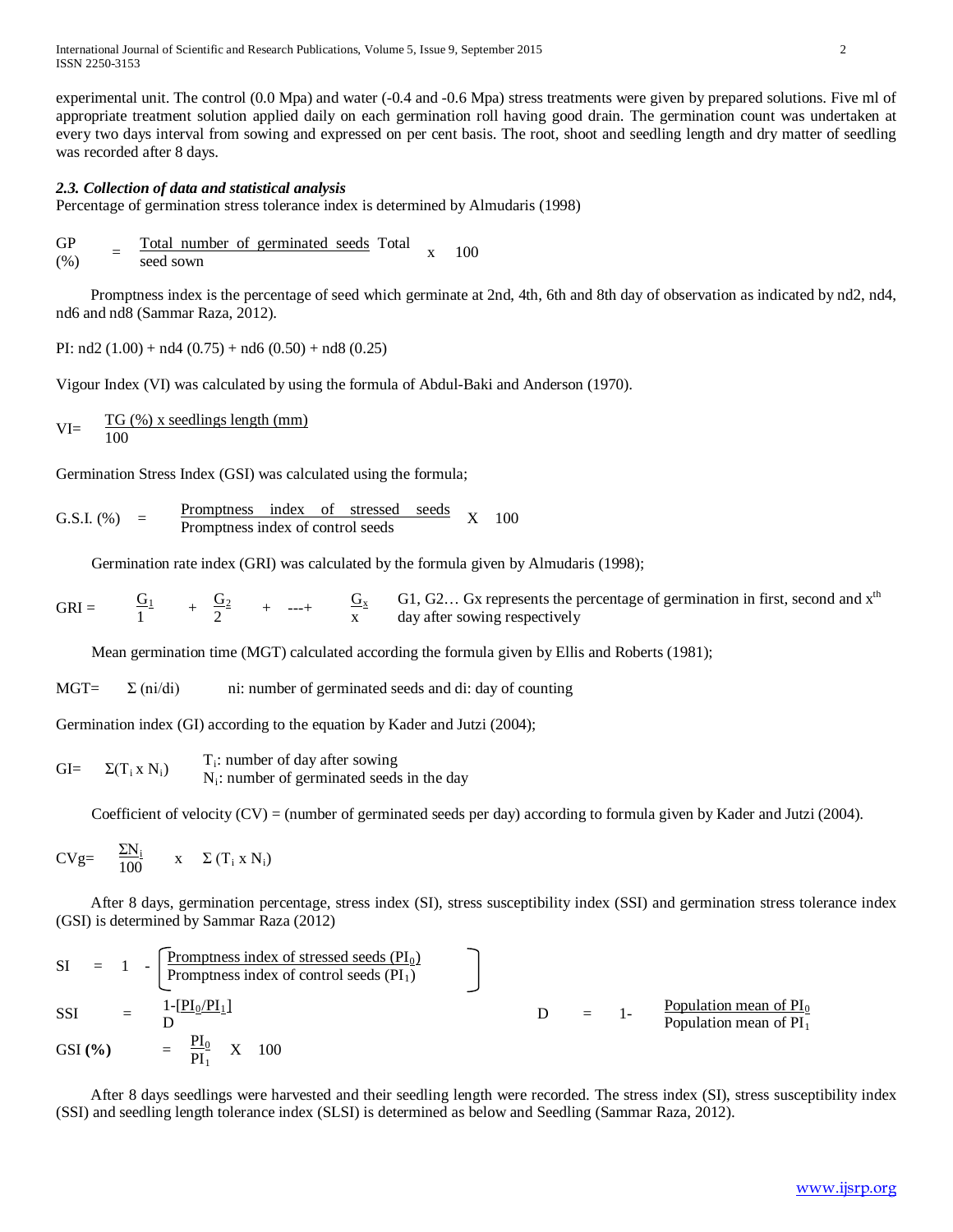experimental unit. The control (0.0 Mpa) and water (-0.4 and -0.6 Mpa) stress treatments were given by prepared solutions. Five ml of appropriate treatment solution applied daily on each germination roll having good drain. The germination count was undertaken at every two days interval from sowing and expressed on per cent basis. The root, shoot and seedling length and dry matter of seedling was recorded after 8 days.

### *2.3. Collection of data and statistical analysis*

Percentage of germination stress tolerance index is determined by Almudaris (1998)

$$GP\ (\%) = \frac{\text{Total number of germinated seeds Total}}{\text{seed sown}} \times 100$$

Promptness index is the percentage of seed which germinate at 2nd, 4th, 6th and 8th day of observation as indicated by nd2, nd4, nd6 and nd8 (Sammar Raza, 2012).

$$PI: nd2\ (1.00) + nd4\ (0.75) + nd6\ (0.50) + nd8\ (0.25)$$

Vigour Index (VI) was calculated by using the formula of Abdul-Baki and Anderson (1970).

$$VI = \frac{TG\ (\%) \times \text{seedlings length (mm)}}{100}$$

Germination Stress Index (GSI) was calculated using the formula;

$$G.S.I.\ (\%) = \frac{\text{Promptness index of stressed seeds}}{\text{Promptness index of control seeds}} \times 100$$

Germination rate index (GRI) was calculated by the formula given by Almudaris (1998);

$$GRI = \frac{G_1}{1} + \frac{G_2}{2} + \cdots + \frac{G_x}{x}$$

G1, G2… Gx represents the percentage of germination in first, second and $x^{th}$ day after sowing respectively

Mean germination time (MGT) calculated according the formula given by Ellis and Roberts (1981);

$$MGT = \Sigma\ (ni/di)$$

ni: number of germinated seeds and di: day of counting

Germination index (GI) according to the equation by Kader and Jutzi (2004);

$$GI = \Sigma(T_i \times N_i)$$

$T_i$: number of day after sowing
$N_i$: number of germinated seeds in the day

Coefficient of velocity (CV) = (number of germinated seeds per day) according to formula given by Kader and Jutzi (2004).

$$CVg = \frac{\Sigma N_i}{100} \times \Sigma\ (T_i \times N_i)$$

After 8 days, germination percentage, stress index (SI), stress susceptibility index (SSI) and germination stress tolerance index (GSI) is determined by Sammar Raza (2012)

$$SI = 1 - \left[\frac{\text{Promptness index of stressed seeds } (PI_0)}{\text{Promptness index of control seeds } (PI_1)}\right]$$

$$SSI = \frac{1-[PI_0/PI_1]}{D} \qquad D = 1- \frac{\text{Population mean of } PI_0}{\text{Population mean of } PI_1}$$

$$GSI\ (\%) = \frac{PI_0}{PI_1} \times 100$$

After 8 days seedlings were harvested and their seedling length were recorded. The stress index (SI), stress susceptibility index (SSI) and seedling length tolerance index (SLSI) is determined as below and Seedling (Sammar Raza, 2012).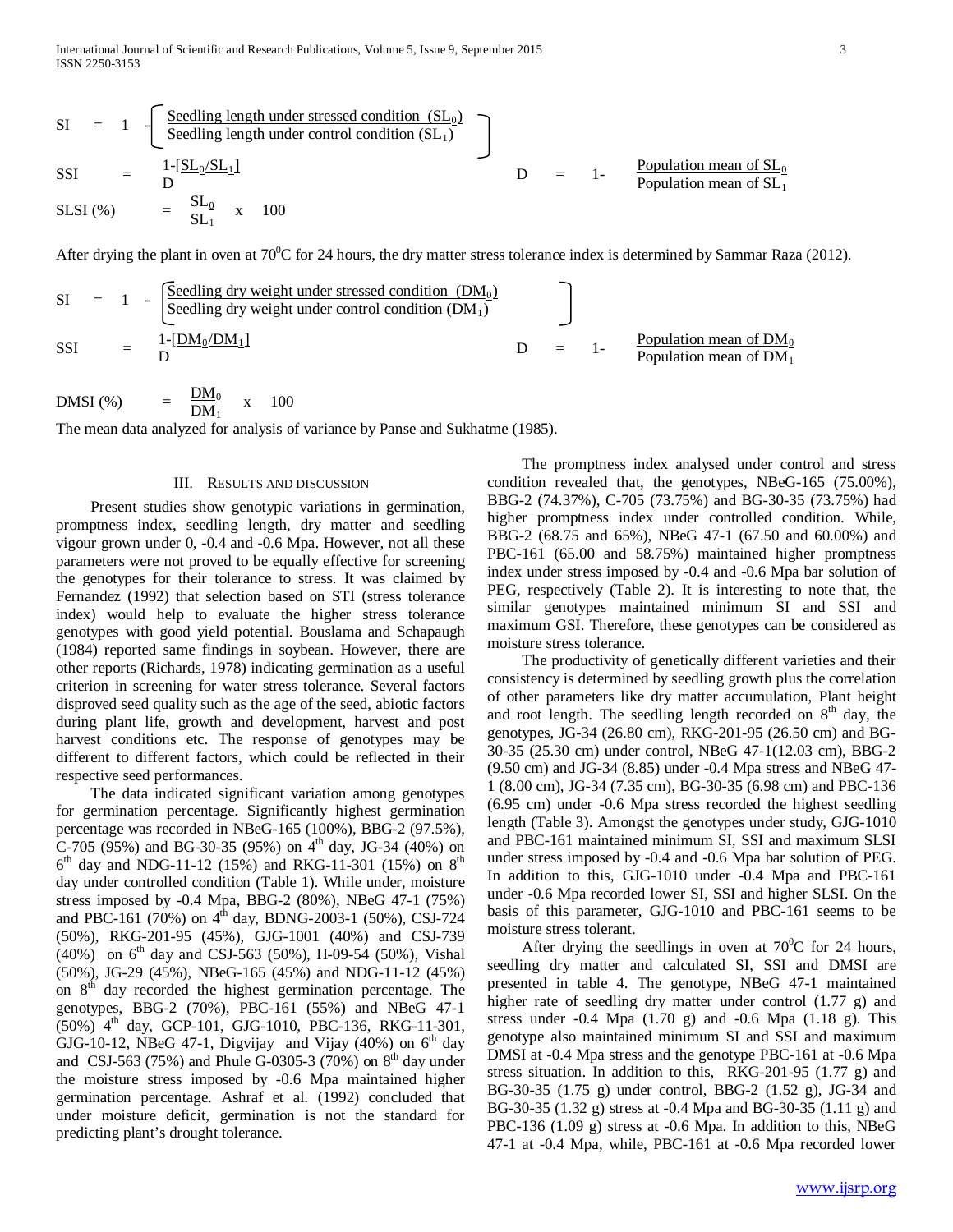$$SI = 1 - \left[ \frac{\text{Seedling length under stressed condition } (SL_0)}{\text{Seedling length under control condition } (SL_1)} \right]$$

$$SSI = \frac{1-[SL_0/SL_1]}{D} \qquad D = 1 - \frac{\text{Population mean of } SL_0}{\text{Population mean of } SL_1}$$

$$SLSI\ (\%) = \frac{SL_0}{SL_1} \times 100$$

After drying the plant in oven at $70^0$C for 24 hours, the dry matter stress tolerance index is determined by Sammar Raza (2012).

$$SI = 1 - \left[ \frac{\text{Seedling dry weight under stressed condition } (DM_0)}{\text{Seedling dry weight under control condition } (DM_1)} \right]$$

$$SSI = \frac{1-[DM_0/DM_1]}{D} \qquad D = 1 - \frac{\text{Population mean of } DM_0}{\text{Population mean of } DM_1}$$

$$DMSI\ (\%) = \frac{DM_0}{DM_1} \times 100$$

The mean data analyzed for analysis of variance by Panse and Sukhatme (1985).

## III. Results and discussion

Present studies show genotypic variations in germination, promptness index, seedling length, dry matter and seedling vigour grown under 0, -0.4 and -0.6 Mpa. However, not all these parameters were not proved to be equally effective for screening the genotypes for their tolerance to stress. It was claimed by Fernandez (1992) that selection based on STI (stress tolerance index) would help to evaluate the higher stress tolerance genotypes with good yield potential. Bouslama and Schapaugh (1984) reported same findings in soybean. However, there are other reports (Richards, 1978) indicating germination as a useful criterion in screening for water stress tolerance. Several factors disproved seed quality such as the age of the seed, abiotic factors during plant life, growth and development, harvest and post harvest conditions etc. The response of genotypes may be different to different factors, which could be reflected in their respective seed performances.

The data indicated significant variation among genotypes for germination percentage. Significantly highest germination percentage was recorded in NBeG-165 (100%), BBG-2 (97.5%), C-705 (95%) and BG-30-35 (95%) on $4^{th}$ day, JG-34 (40%) on $6^{th}$ day and NDG-11-12 (15%) and RKG-11-301 (15%) on $8^{th}$ day under controlled condition (Table 1). While under, moisture stress imposed by -0.4 Mpa, BBG-2 (80%), NBeG 47-1 (75%) and PBC-161 (70%) on $4^{th}$ day, BDNG-2003-1 (50%), CSJ-724 (50%), RKG-201-95 (45%), GJG-1001 (40%) and CSJ-739 (40%) on $6^{th}$ day and CSJ-563 (50%), H-09-54 (50%), Vishal (50%), JG-29 (45%), NBeG-165 (45%) and NDG-11-12 (45%) on $8^{th}$ day recorded the highest germination percentage. The genotypes, BBG-2 (70%), PBC-161 (55%) and NBeG 47-1 (50%) $4^{th}$ day, GCP-101, GJG-1010, PBC-136, RKG-11-301, GJG-10-12, NBeG 47-1, Digvijay and Vijay (40%) on $6^{th}$ day and CSJ-563 (75%) and Phule G-0305-3 (70%) on $8^{th}$ day under the moisture stress imposed by -0.6 Mpa maintained higher germination percentage. Ashraf et al. (1992) concluded that under moisture deficit, germination is not the standard for predicting plant's drought tolerance.

The promptness index analysed under control and stress condition revealed that, the genotypes, NBeG-165 (75.00%), BBG-2 (74.37%), C-705 (73.75%) and BG-30-35 (73.75%) had higher promptness index under controlled condition. While, BBG-2 (68.75 and 65%), NBeG 47-1 (67.50 and 60.00%) and PBC-161 (65.00 and 58.75%) maintained higher promptness index under stress imposed by -0.4 and -0.6 Mpa bar solution of PEG, respectively (Table 2). It is interesting to note that, the similar genotypes maintained minimum SI and SSI and maximum GSI. Therefore, these genotypes can be considered as moisture stress tolerance.

The productivity of genetically different varieties and their consistency is determined by seedling growth plus the correlation of other parameters like dry matter accumulation, Plant height and root length. The seedling length recorded on $8^{th}$ day, the genotypes, JG-34 (26.80 cm), RKG-201-95 (26.50 cm) and BG-30-35 (25.30 cm) under control, NBeG 47-1(12.03 cm), BBG-2 (9.50 cm) and JG-34 (8.85) under -0.4 Mpa stress and NBeG 47-1 (8.00 cm), JG-34 (7.35 cm), BG-30-35 (6.98 cm) and PBC-136 (6.95 cm) under -0.6 Mpa stress recorded the highest seedling length (Table 3). Amongst the genotypes under study, GJG-1010 and PBC-161 maintained minimum SI, SSI and maximum SLSI under stress imposed by -0.4 and -0.6 Mpa bar solution of PEG. In addition to this, GJG-1010 under -0.4 Mpa and PBC-161 under -0.6 Mpa recorded lower SI, SSI and higher SLSI. On the basis of this parameter, GJG-1010 and PBC-161 seems to be moisture stress tolerant.

After drying the seedlings in oven at $70^0$C for 24 hours, seedling dry matter and calculated SI, SSI and DMSI are presented in table 4. The genotype, NBeG 47-1 maintained higher rate of seedling dry matter under control (1.77 g) and stress under -0.4 Mpa (1.70 g) and -0.6 Mpa (1.18 g). This genotype also maintained minimum SI and SSI and maximum DMSI at -0.4 Mpa stress and the genotype PBC-161 at -0.6 Mpa stress situation. In addition to this, RKG-201-95 (1.77 g) and BG-30-35 (1.75 g) under control, BBG-2 (1.52 g), JG-34 and BG-30-35 (1.32 g) stress at -0.4 Mpa and BG-30-35 (1.11 g) and PBC-136 (1.09 g) stress at -0.6 Mpa. In addition to this, NBeG 47-1 at -0.4 Mpa, while, PBC-161 at -0.6 Mpa recorded lower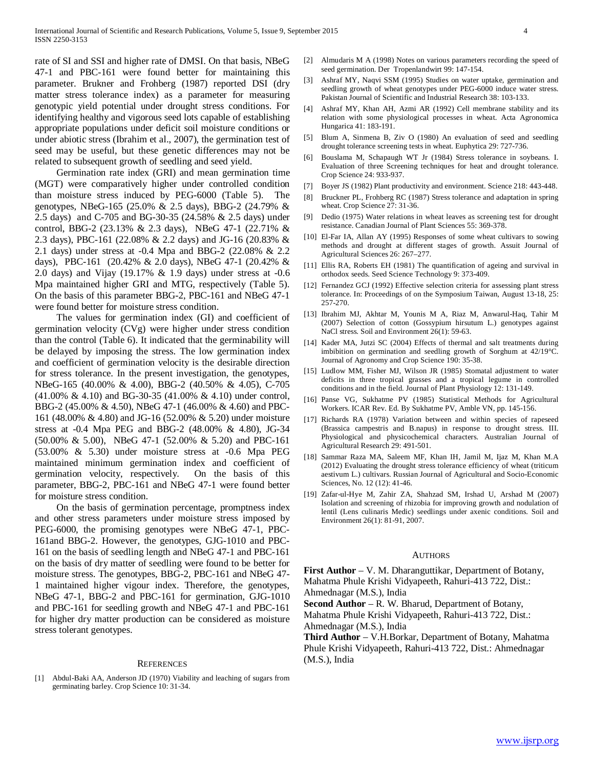rate of SI and SSI and higher rate of DMSI. On that basis, NBeG 47-1 and PBC-161 were found better for maintaining this parameter. Brukner and Frohberg (1987) reported DSI (dry matter stress tolerance index) as a parameter for measuring genotypic yield potential under drought stress conditions. For identifying healthy and vigorous seed lots capable of establishing appropriate populations under deficit soil moisture conditions or under abiotic stress (Ibrahim et al., 2007), the germination test of seed may be useful, but these genetic differences may not be related to subsequent growth of seedling and seed yield.

Germination rate index (GRI) and mean germination time (MGT) were comparatively higher under controlled condition than moisture stress induced by PEG-6000 (Table 5). The genotypes, NBeG-165 (25.0% & 2.5 days), BBG-2 (24.79% & 2.5 days) and C-705 and BG-30-35 (24.58% & 2.5 days) under control, BBG-2 (23.13% & 2.3 days), NBeG 47-1 (22.71% & 2.3 days), PBC-161 (22.08% & 2.2 days) and JG-16 (20.83% & 2.1 days) under stress at -0.4 Mpa and BBG-2 (22.08% & 2.2 days), PBC-161 (20.42% & 2.0 days), NBeG 47-1 (20.42% & 2.0 days) and Vijay (19.17% & 1.9 days) under stress at -0.6 Mpa maintained higher GRI and MTG, respectively (Table 5). On the basis of this parameter BBG-2, PBC-161 and NBeG 47-1 were found better for moisture stress condition.

The values for germination index (GI) and coefficient of germination velocity (CVg) were higher under stress condition than the control (Table 6). It indicated that the germinability will be delayed by imposing the stress. The low germination index and coefficient of germination velocity is the desirable direction for stress tolerance. In the present investigation, the genotypes, NBeG-165 (40.00% & 4.00), BBG-2 (40.50% & 4.05), C-705 (41.00% & 4.10) and BG-30-35 (41.00% & 4.10) under control, BBG-2 (45.00% & 4.50), NBeG 47-1 (46.00% & 4.60) and PBC-161 (48.00% & 4.80) and JG-16 (52.00% & 5.20) under moisture stress at -0.4 Mpa PEG and BBG-2 (48.00% & 4.80), JG-34 (50.00% & 5.00), NBeG 47-1 (52.00% & 5.20) and PBC-161 (53.00% & 5.30) under moisture stress at -0.6 Mpa PEG maintained minimum germination index and coefficient of germination velocity, respectively. On the basis of this parameter, BBG-2, PBC-161 and NBeG 47-1 were found better for moisture stress condition.

On the basis of germination percentage, promptness index and other stress parameters under moisture stress imposed by PEG-6000, the promising genotypes were NBeG 47-1, PBC-161and BBG-2. However, the genotypes, GJG-1010 and PBC-161 on the basis of seedling length and NBeG 47-1 and PBC-161 on the basis of dry matter of seedling were found to be better for moisture stress. The genotypes, BBG-2, PBC-161 and NBeG 47-1 maintained higher vigour index. Therefore, the genotypes, NBeG 47-1, BBG-2 and PBC-161 for germination, GJG-1010 and PBC-161 for seedling growth and NBeG 47-1 and PBC-161 for higher dry matter production can be considered as moisture stress tolerant genotypes.

## References

[1] Abdul-Baki AA, Anderson JD (1970) Viability and leaching of sugars from germinating barley. Crop Science 10: 31-34.

[2] Almudaris M A (1998) Notes on various parameters recording the speed of seed germination. Der Tropenlandwirt 99: 147-154.

[3] Ashraf MY, Naqvi SSM (1995) Studies on water uptake, germination and seedling growth of wheat genotypes under PEG-6000 induce water stress. Pakistan Journal of Scientific and Industrial Research 38: 103-133.

[4] Ashraf MY, Khan AH, Azmi AR (1992) Cell membrane stability and its relation with some physiological processes in wheat. Acta Agronomica Hungarica 41: 183-191.

[5] Blum A, Sinmena B, Ziv O (1980) An evaluation of seed and seedling drought tolerance screening tests in wheat. Euphytica 29: 727-736.

[6] Bouslama M, Schapaugh WT Jr (1984) Stress tolerance in soybeans. I. Evaluation of three Screening techniques for heat and drought tolerance. Crop Science 24: 933-937.

[7] Boyer JS (1982) Plant productivity and environment. Science 218: 443-448.

[8] Bruckner PL, Frohberg RC (1987) Stress tolerance and adaptation in spring wheat. Crop Science 27: 31-36.

[9] Dedio (1975) Water relations in wheat leaves as screening test for drought resistance. Canadian Journal of Plant Sciences 55: 369-378.

[10] El-Far IA, Allan AY (1995) Responses of some wheat cultivars to sowing methods and drought at different stages of growth. Assuit Journal of Agricultural Sciences 26: 267–277.

[11] Ellis RA, Roberts EH (1981) The quantification of ageing and survival in orthodox seeds. Seed Science Technology 9: 373-409.

[12] Fernandez GCJ (1992) Effective selection criteria for assessing plant stress tolerance. In: Proceedings of on the Symposium Taiwan, August 13-18, 25: 257-270.

[13] Ibrahim MJ, Akhtar M, Younis M A, Riaz M, Anwarul-Haq, Tahir M (2007) Selection of cotton (Gossypium hirsutum L.) genotypes against NaCl stress. Soil and Environment 26(1): 59-63.

[14] Kader MA, Jutzi SC (2004) Effects of thermal and salt treatments during imbibition on germination and seedling growth of Sorghum at 42/19°C. Journal of Agronomy and Crop Science 190: 35-38.

[15] Ludlow MM, Fisher MJ, Wilson JR (1985) Stomatal adjustment to water deficits in three tropical grasses and a tropical legume in controlled conditions and in the field. Journal of Plant Physiology 12: 131-149.

[16] Panse VG, Sukhatme PV (1985) Statistical Methods for Agricultural Workers. ICAR Rev. Ed. By Sukhatme PV, Amble VN, pp. 145-156.

[17] Richards RA (1978) Variation between and within species of rapeseed (Brassica campestris and B.napus) in response to drought stress. III. Physiological and physicochemical characters. Australian Journal of Agricultural Research 29: 491-501.

[18] Sammar Raza MA, Saleem MF, Khan IH, Jamil M, Ijaz M, Khan M.A (2012) Evaluating the drought stress tolerance efficiency of wheat (triticum aestivum L.) cultivars. Russian Journal of Agricultural and Socio-Economic Sciences, No. 12 (12): 41-46.

[19] Zafar-ul-Hye M, Zahir ZA, Shahzad SM, Irshad U, Arshad M (2007) Isolation and screening of rhizobia for improving growth and nodulation of lentil (Lens culinaris Medic) seedlings under axenic conditions. Soil and Environment 26(1): 81-91, 2007.

## Authors

**First Author** – V. M. Dharanguttikar, Department of Botany, Mahatma Phule Krishi Vidyapeeth, Rahuri-413 722, Dist.: Ahmednagar (M.S.), India

**Second Author** – R. W. Bharud, Department of Botany, Mahatma Phule Krishi Vidyapeeth, Rahuri-413 722, Dist.: Ahmednagar (M.S.), India

**Third Author** – V.H.Borkar, Department of Botany, Mahatma Phule Krishi Vidyapeeth, Rahuri-413 722, Dist.: Ahmednagar (M.S.), India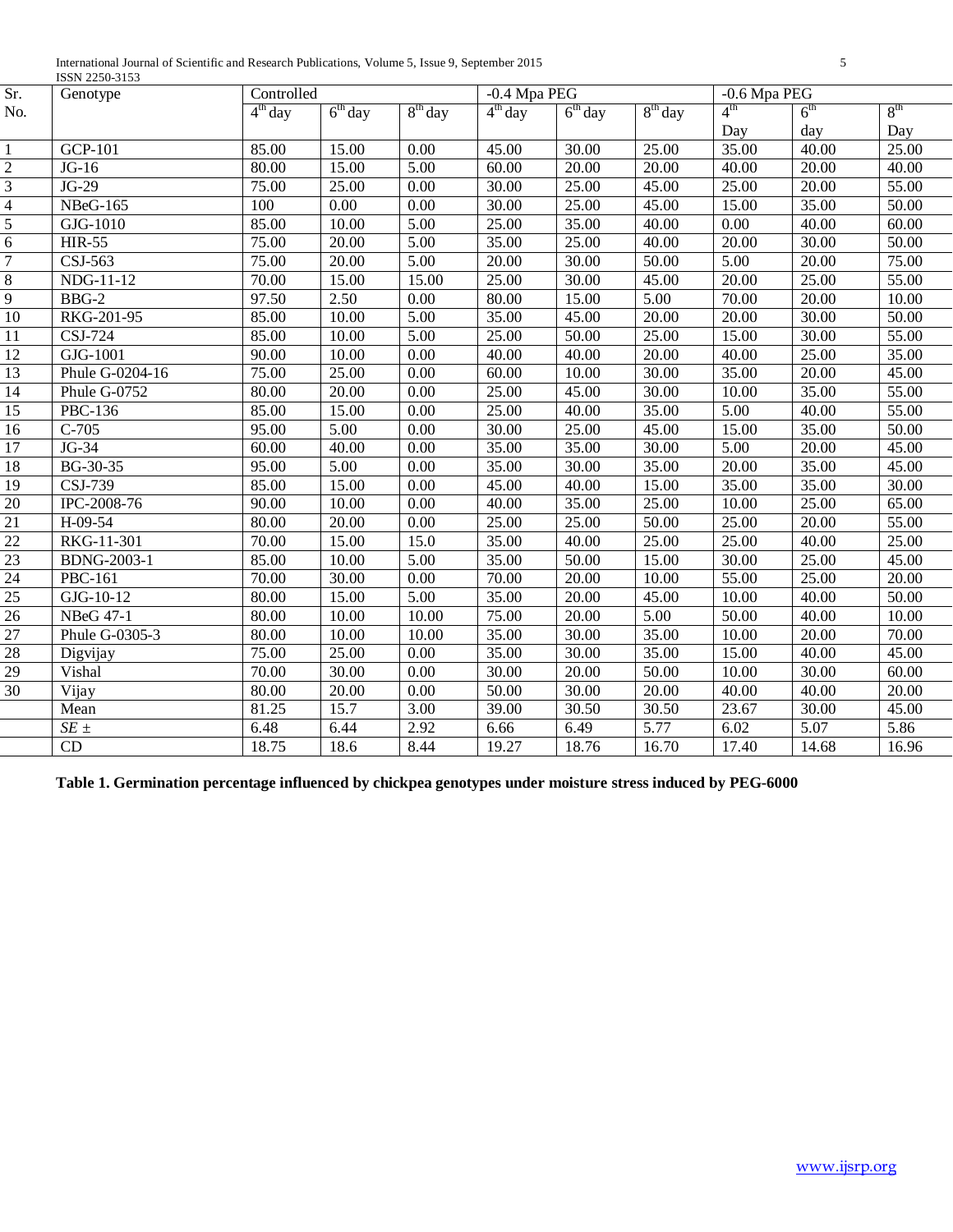| Sr. No. | Genotype | Controlled | | | -0.4 Mpa PEG | | | -0.6 Mpa PEG | | |
|---|---|---|---|---|---|---|---|---|---|---|
| | | 4th day | 6th day | 8th day | 4th day | 6th day | 8th day | 4th Day | 6th day | 8th Day |
| 1 | GCP-101 | 85.00 | 15.00 | 0.00 | 45.00 | 30.00 | 25.00 | 35.00 | 40.00 | 25.00 |
| 2 | JG-16 | 80.00 | 15.00 | 5.00 | 60.00 | 20.00 | 20.00 | 40.00 | 20.00 | 40.00 |
| 3 | JG-29 | 75.00 | 25.00 | 0.00 | 30.00 | 25.00 | 45.00 | 25.00 | 20.00 | 55.00 |
| 4 | NBeG-165 | 100 | 0.00 | 0.00 | 30.00 | 25.00 | 45.00 | 15.00 | 35.00 | 50.00 |
| 5 | GJG-1010 | 85.00 | 10.00 | 5.00 | 25.00 | 35.00 | 40.00 | 0.00 | 40.00 | 60.00 |
| 6 | HIR-55 | 75.00 | 20.00 | 5.00 | 35.00 | 25.00 | 40.00 | 20.00 | 30.00 | 50.00 |
| 7 | CSJ-563 | 75.00 | 20.00 | 5.00 | 20.00 | 30.00 | 50.00 | 5.00 | 20.00 | 75.00 |
| 8 | NDG-11-12 | 70.00 | 15.00 | 15.00 | 25.00 | 30.00 | 45.00 | 20.00 | 25.00 | 55.00 |
| 9 | BBG-2 | 97.50 | 2.50 | 0.00 | 80.00 | 15.00 | 5.00 | 70.00 | 20.00 | 10.00 |
| 10 | RKG-201-95 | 85.00 | 10.00 | 5.00 | 35.00 | 45.00 | 20.00 | 20.00 | 30.00 | 50.00 |
| 11 | CSJ-724 | 85.00 | 10.00 | 5.00 | 25.00 | 50.00 | 25.00 | 15.00 | 30.00 | 55.00 |
| 12 | GJG-1001 | 90.00 | 10.00 | 0.00 | 40.00 | 40.00 | 20.00 | 40.00 | 25.00 | 35.00 |
| 13 | Phule G-0204-16 | 75.00 | 25.00 | 0.00 | 60.00 | 10.00 | 30.00 | 35.00 | 20.00 | 45.00 |
| 14 | Phule G-0752 | 80.00 | 20.00 | 0.00 | 25.00 | 45.00 | 30.00 | 10.00 | 35.00 | 55.00 |
| 15 | PBC-136 | 85.00 | 15.00 | 0.00 | 25.00 | 40.00 | 35.00 | 5.00 | 40.00 | 55.00 |
| 16 | C-705 | 95.00 | 5.00 | 0.00 | 30.00 | 25.00 | 45.00 | 15.00 | 35.00 | 50.00 |
| 17 | JG-34 | 60.00 | 40.00 | 0.00 | 35.00 | 35.00 | 30.00 | 5.00 | 20.00 | 45.00 |
| 18 | BG-30-35 | 95.00 | 5.00 | 0.00 | 35.00 | 30.00 | 35.00 | 20.00 | 35.00 | 45.00 |
| 19 | CSJ-739 | 85.00 | 15.00 | 0.00 | 45.00 | 40.00 | 15.00 | 35.00 | 35.00 | 30.00 |
| 20 | IPC-2008-76 | 90.00 | 10.00 | 0.00 | 40.00 | 35.00 | 25.00 | 10.00 | 25.00 | 65.00 |
| 21 | H-09-54 | 80.00 | 20.00 | 0.00 | 25.00 | 25.00 | 50.00 | 25.00 | 20.00 | 55.00 |
| 22 | RKG-11-301 | 70.00 | 15.00 | 15.0 | 35.00 | 40.00 | 25.00 | 25.00 | 40.00 | 25.00 |
| 23 | BDNG-2003-1 | 85.00 | 10.00 | 5.00 | 35.00 | 50.00 | 15.00 | 30.00 | 25.00 | 45.00 |
| 24 | PBC-161 | 70.00 | 30.00 | 0.00 | 70.00 | 20.00 | 10.00 | 55.00 | 25.00 | 20.00 |
| 25 | GJG-10-12 | 80.00 | 15.00 | 5.00 | 35.00 | 20.00 | 45.00 | 10.00 | 40.00 | 50.00 |
| 26 | NBeG 47-1 | 80.00 | 10.00 | 10.00 | 75.00 | 20.00 | 5.00 | 50.00 | 40.00 | 10.00 |
| 27 | Phule G-0305-3 | 80.00 | 10.00 | 10.00 | 35.00 | 30.00 | 35.00 | 10.00 | 20.00 | 70.00 |
| 28 | Digvijay | 75.00 | 25.00 | 0.00 | 35.00 | 30.00 | 35.00 | 15.00 | 40.00 | 45.00 |
| 29 | Vishal | 70.00 | 30.00 | 0.00 | 30.00 | 20.00 | 50.00 | 10.00 | 30.00 | 60.00 |
| 30 | Vijay | 80.00 | 20.00 | 0.00 | 50.00 | 30.00 | 20.00 | 40.00 | 40.00 | 20.00 |
| | Mean | 81.25 | 15.7 | 3.00 | 39.00 | 30.50 | 30.50 | 23.67 | 30.00 | 45.00 |
| | *SE* ± | 6.48 | 6.44 | 2.92 | 6.66 | 6.49 | 5.77 | 6.02 | 5.07 | 5.86 |
| | CD | 18.75 | 18.6 | 8.44 | 19.27 | 18.76 | 16.70 | 17.40 | 14.68 | 16.96 |

**Table 1. Germination percentage influenced by chickpea genotypes under moisture stress induced by PEG-6000**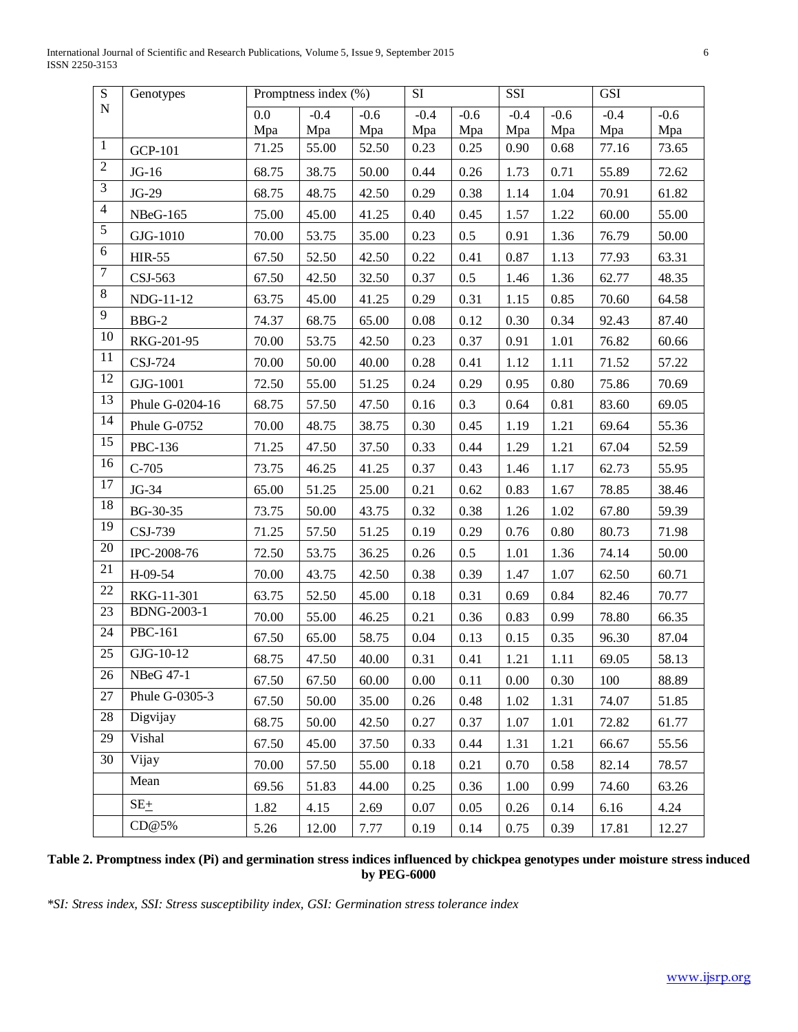| S N | Genotypes | Promptness index (%) | | | SI | | SSI | | GSI | |
|---|---|---|---|---|---|---|---|---|---|---|
| | | 0.0 Mpa | -0.4 Mpa | -0.6 Mpa | -0.4 Mpa | -0.6 Mpa | -0.4 Mpa | -0.6 Mpa | -0.4 Mpa | -0.6 Mpa |
| 1 | GCP-101 | 71.25 | 55.00 | 52.50 | 0.23 | 0.25 | 0.90 | 0.68 | 77.16 | 73.65 |
| 2 | JG-16 | 68.75 | 38.75 | 50.00 | 0.44 | 0.26 | 1.73 | 0.71 | 55.89 | 72.62 |
| 3 | JG-29 | 68.75 | 48.75 | 42.50 | 0.29 | 0.38 | 1.14 | 1.04 | 70.91 | 61.82 |
| 4 | NBeG-165 | 75.00 | 45.00 | 41.25 | 0.40 | 0.45 | 1.57 | 1.22 | 60.00 | 55.00 |
| 5 | GJG-1010 | 70.00 | 53.75 | 35.00 | 0.23 | 0.5 | 0.91 | 1.36 | 76.79 | 50.00 |
| 6 | HIR-55 | 67.50 | 52.50 | 42.50 | 0.22 | 0.41 | 0.87 | 1.13 | 77.93 | 63.31 |
| 7 | CSJ-563 | 67.50 | 42.50 | 32.50 | 0.37 | 0.5 | 1.46 | 1.36 | 62.77 | 48.35 |
| 8 | NDG-11-12 | 63.75 | 45.00 | 41.25 | 0.29 | 0.31 | 1.15 | 0.85 | 70.60 | 64.58 |
| 9 | BBG-2 | 74.37 | 68.75 | 65.00 | 0.08 | 0.12 | 0.30 | 0.34 | 92.43 | 87.40 |
| 10 | RKG-201-95 | 70.00 | 53.75 | 42.50 | 0.23 | 0.37 | 0.91 | 1.01 | 76.82 | 60.66 |
| 11 | CSJ-724 | 70.00 | 50.00 | 40.00 | 0.28 | 0.41 | 1.12 | 1.11 | 71.52 | 57.22 |
| 12 | GJG-1001 | 72.50 | 55.00 | 51.25 | 0.24 | 0.29 | 0.95 | 0.80 | 75.86 | 70.69 |
| 13 | Phule G-0204-16 | 68.75 | 57.50 | 47.50 | 0.16 | 0.3 | 0.64 | 0.81 | 83.60 | 69.05 |
| 14 | Phule G-0752 | 70.00 | 48.75 | 38.75 | 0.30 | 0.45 | 1.19 | 1.21 | 69.64 | 55.36 |
| 15 | PBC-136 | 71.25 | 47.50 | 37.50 | 0.33 | 0.44 | 1.29 | 1.21 | 67.04 | 52.59 |
| 16 | C-705 | 73.75 | 46.25 | 41.25 | 0.37 | 0.43 | 1.46 | 1.17 | 62.73 | 55.95 |
| 17 | JG-34 | 65.00 | 51.25 | 25.00 | 0.21 | 0.62 | 0.83 | 1.67 | 78.85 | 38.46 |
| 18 | BG-30-35 | 73.75 | 50.00 | 43.75 | 0.32 | 0.38 | 1.26 | 1.02 | 67.80 | 59.39 |
| 19 | CSJ-739 | 71.25 | 57.50 | 51.25 | 0.19 | 0.29 | 0.76 | 0.80 | 80.73 | 71.98 |
| 20 | IPC-2008-76 | 72.50 | 53.75 | 36.25 | 0.26 | 0.5 | 1.01 | 1.36 | 74.14 | 50.00 |
| 21 | H-09-54 | 70.00 | 43.75 | 42.50 | 0.38 | 0.39 | 1.47 | 1.07 | 62.50 | 60.71 |
| 22 | RKG-11-301 | 63.75 | 52.50 | 45.00 | 0.18 | 0.31 | 0.69 | 0.84 | 82.46 | 70.77 |
| 23 | BDNG-2003-1 | 70.00 | 55.00 | 46.25 | 0.21 | 0.36 | 0.83 | 0.99 | 78.80 | 66.35 |
| 24 | PBC-161 | 67.50 | 65.00 | 58.75 | 0.04 | 0.13 | 0.15 | 0.35 | 96.30 | 87.04 |
| 25 | GJG-10-12 | 68.75 | 47.50 | 40.00 | 0.31 | 0.41 | 1.21 | 1.11 | 69.05 | 58.13 |
| 26 | NBeG 47-1 | 67.50 | 67.50 | 60.00 | 0.00 | 0.11 | 0.00 | 0.30 | 100 | 88.89 |
| 27 | Phule G-0305-3 | 67.50 | 50.00 | 35.00 | 0.26 | 0.48 | 1.02 | 1.31 | 74.07 | 51.85 |
| 28 | Digvijay | 68.75 | 50.00 | 42.50 | 0.27 | 0.37 | 1.07 | 1.01 | 72.82 | 61.77 |
| 29 | Vishal | 67.50 | 45.00 | 37.50 | 0.33 | 0.44 | 1.31 | 1.21 | 66.67 | 55.56 |
| 30 | Vijay | 70.00 | 57.50 | 55.00 | 0.18 | 0.21 | 0.70 | 0.58 | 82.14 | 78.57 |
| | Mean | 69.56 | 51.83 | 44.00 | 0.25 | 0.36 | 1.00 | 0.99 | 74.60 | 63.26 |
| | SE± | 1.82 | 4.15 | 2.69 | 0.07 | 0.05 | 0.26 | 0.14 | 6.16 | 4.24 |
| | CD@5% | 5.26 | 12.00 | 7.77 | 0.19 | 0.14 | 0.75 | 0.39 | 17.81 | 12.27 |

**Table 2. Promptness index (Pi) and germination stress indices influenced by chickpea genotypes under moisture stress induced by PEG-6000**

*\*SI: Stress index, SSI: Stress susceptibility index, GSI: Germination stress tolerance index*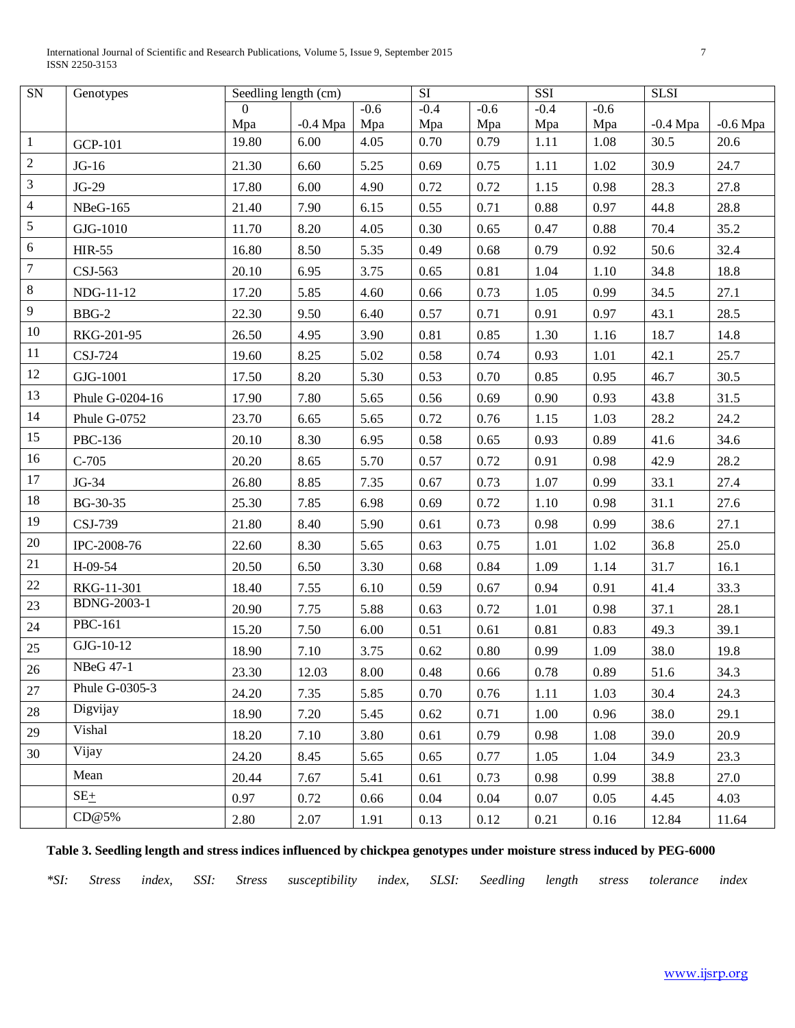| SN | Genotypes | Seedling length (cm) | | | SI | | SSI | | SLSI | |
|---|---|---|---|---|---|---|---|---|---|---|
| | | 0 Mpa | -0.4 Mpa | -0.6 Mpa | -0.4 Mpa | -0.6 Mpa | -0.4 Mpa | -0.6 Mpa | -0.4 Mpa | -0.6 Mpa |
| 1 | GCP-101 | 19.80 | 6.00 | 4.05 | 0.70 | 0.79 | 1.11 | 1.08 | 30.5 | 20.6 |
| 2 | JG-16 | 21.30 | 6.60 | 5.25 | 0.69 | 0.75 | 1.11 | 1.02 | 30.9 | 24.7 |
| 3 | JG-29 | 17.80 | 6.00 | 4.90 | 0.72 | 0.72 | 1.15 | 0.98 | 28.3 | 27.8 |
| 4 | NBeG-165 | 21.40 | 7.90 | 6.15 | 0.55 | 0.71 | 0.88 | 0.97 | 44.8 | 28.8 |
| 5 | GJG-1010 | 11.70 | 8.20 | 4.05 | 0.30 | 0.65 | 0.47 | 0.88 | 70.4 | 35.2 |
| 6 | HIR-55 | 16.80 | 8.50 | 5.35 | 0.49 | 0.68 | 0.79 | 0.92 | 50.6 | 32.4 |
| 7 | CSJ-563 | 20.10 | 6.95 | 3.75 | 0.65 | 0.81 | 1.04 | 1.10 | 34.8 | 18.8 |
| 8 | NDG-11-12 | 17.20 | 5.85 | 4.60 | 0.66 | 0.73 | 1.05 | 0.99 | 34.5 | 27.1 |
| 9 | BBG-2 | 22.30 | 9.50 | 6.40 | 0.57 | 0.71 | 0.91 | 0.97 | 43.1 | 28.5 |
| 10 | RKG-201-95 | 26.50 | 4.95 | 3.90 | 0.81 | 0.85 | 1.30 | 1.16 | 18.7 | 14.8 |
| 11 | CSJ-724 | 19.60 | 8.25 | 5.02 | 0.58 | 0.74 | 0.93 | 1.01 | 42.1 | 25.7 |
| 12 | GJG-1001 | 17.50 | 8.20 | 5.30 | 0.53 | 0.70 | 0.85 | 0.95 | 46.7 | 30.5 |
| 13 | Phule G-0204-16 | 17.90 | 7.80 | 5.65 | 0.56 | 0.69 | 0.90 | 0.93 | 43.8 | 31.5 |
| 14 | Phule G-0752 | 23.70 | 6.65 | 5.65 | 0.72 | 0.76 | 1.15 | 1.03 | 28.2 | 24.2 |
| 15 | PBC-136 | 20.10 | 8.30 | 6.95 | 0.58 | 0.65 | 0.93 | 0.89 | 41.6 | 34.6 |
| 16 | C-705 | 20.20 | 8.65 | 5.70 | 0.57 | 0.72 | 0.91 | 0.98 | 42.9 | 28.2 |
| 17 | JG-34 | 26.80 | 8.85 | 7.35 | 0.67 | 0.73 | 1.07 | 0.99 | 33.1 | 27.4 |
| 18 | BG-30-35 | 25.30 | 7.85 | 6.98 | 0.69 | 0.72 | 1.10 | 0.98 | 31.1 | 27.6 |
| 19 | CSJ-739 | 21.80 | 8.40 | 5.90 | 0.61 | 0.73 | 0.98 | 0.99 | 38.6 | 27.1 |
| 20 | IPC-2008-76 | 22.60 | 8.30 | 5.65 | 0.63 | 0.75 | 1.01 | 1.02 | 36.8 | 25.0 |
| 21 | H-09-54 | 20.50 | 6.50 | 3.30 | 0.68 | 0.84 | 1.09 | 1.14 | 31.7 | 16.1 |
| 22 | RKG-11-301 | 18.40 | 7.55 | 6.10 | 0.59 | 0.67 | 0.94 | 0.91 | 41.4 | 33.3 |
| 23 | BDNG-2003-1 | 20.90 | 7.75 | 5.88 | 0.63 | 0.72 | 1.01 | 0.98 | 37.1 | 28.1 |
| 24 | PBC-161 | 15.20 | 7.50 | 6.00 | 0.51 | 0.61 | 0.81 | 0.83 | 49.3 | 39.1 |
| 25 | GJG-10-12 | 18.90 | 7.10 | 3.75 | 0.62 | 0.80 | 0.99 | 1.09 | 38.0 | 19.8 |
| 26 | NBeG 47-1 | 23.30 | 12.03 | 8.00 | 0.48 | 0.66 | 0.78 | 0.89 | 51.6 | 34.3 |
| 27 | Phule G-0305-3 | 24.20 | 7.35 | 5.85 | 0.70 | 0.76 | 1.11 | 1.03 | 30.4 | 24.3 |
| 28 | Digvijay | 18.90 | 7.20 | 5.45 | 0.62 | 0.71 | 1.00 | 0.96 | 38.0 | 29.1 |
| 29 | Vishal | 18.20 | 7.10 | 3.80 | 0.61 | 0.79 | 0.98 | 1.08 | 39.0 | 20.9 |
| 30 | Vijay | 24.20 | 8.45 | 5.65 | 0.65 | 0.77 | 1.05 | 1.04 | 34.9 | 23.3 |
| | Mean | 20.44 | 7.67 | 5.41 | 0.61 | 0.73 | 0.98 | 0.99 | 38.8 | 27.0 |
| | SE± | 0.97 | 0.72 | 0.66 | 0.04 | 0.04 | 0.07 | 0.05 | 4.45 | 4.03 |
| | CD@5% | 2.80 | 2.07 | 1.91 | 0.13 | 0.12 | 0.21 | 0.16 | 12.84 | 11.64 |

**Table 3. Seedling length and stress indices influenced by chickpea genotypes under moisture stress induced by PEG-6000**

*\*SI: Stress index, SSI: Stress susceptibility index, SLSI: Seedling length stress tolerance index*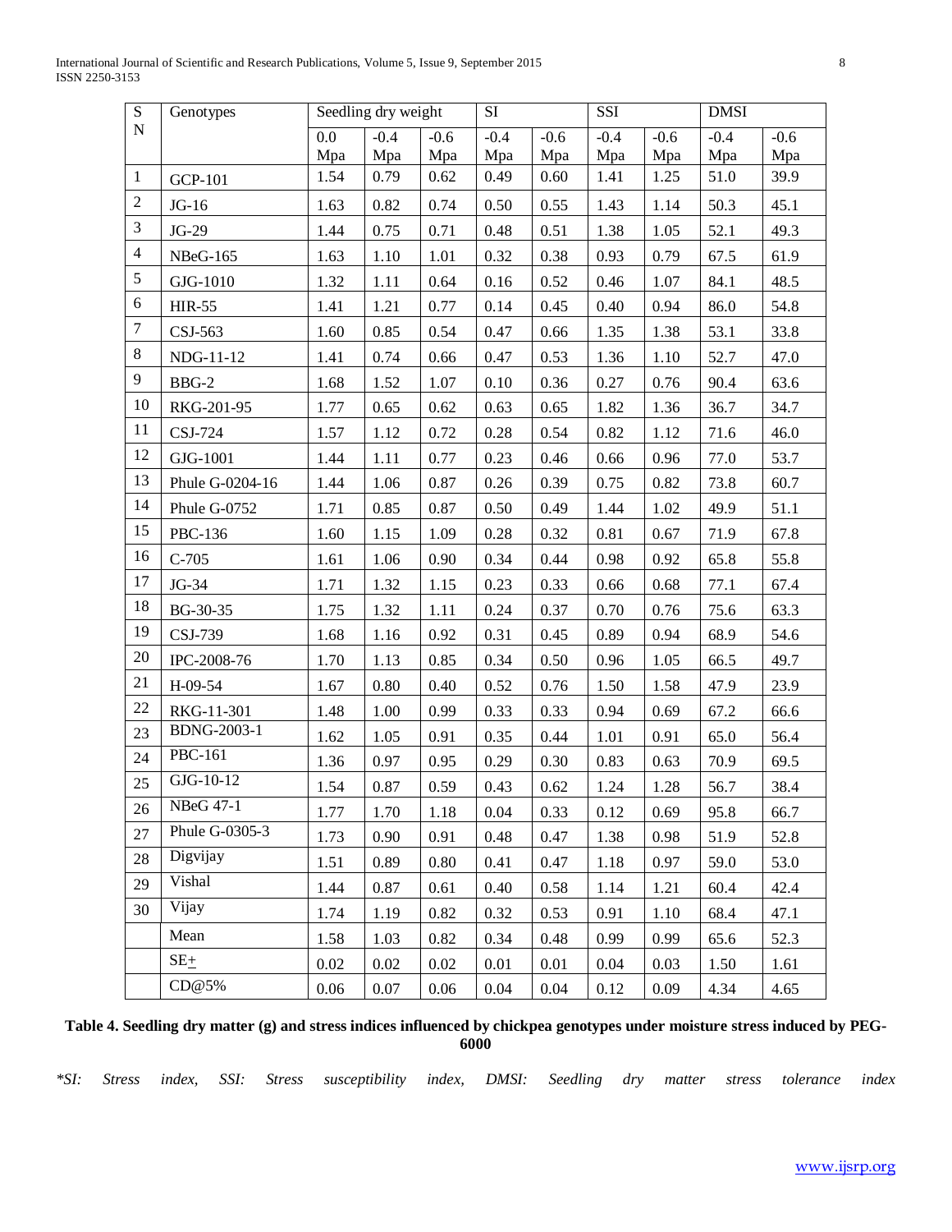| S N | Genotypes | Seedling dry weight | | | SI | | SSI | | DMSI | |
|---|---|---|---|---|---|---|---|---|---|---|
| | | 0.0 Mpa | -0.4 Mpa | -0.6 Mpa | -0.4 Mpa | -0.6 Mpa | -0.4 Mpa | -0.6 Mpa | -0.4 Mpa | -0.6 Mpa |
| 1 | GCP-101 | 1.54 | 0.79 | 0.62 | 0.49 | 0.60 | 1.41 | 1.25 | 51.0 | 39.9 |
| 2 | JG-16 | 1.63 | 0.82 | 0.74 | 0.50 | 0.55 | 1.43 | 1.14 | 50.3 | 45.1 |
| 3 | JG-29 | 1.44 | 0.75 | 0.71 | 0.48 | 0.51 | 1.38 | 1.05 | 52.1 | 49.3 |
| 4 | NBeG-165 | 1.63 | 1.10 | 1.01 | 0.32 | 0.38 | 0.93 | 0.79 | 67.5 | 61.9 |
| 5 | GJG-1010 | 1.32 | 1.11 | 0.64 | 0.16 | 0.52 | 0.46 | 1.07 | 84.1 | 48.5 |
| 6 | HIR-55 | 1.41 | 1.21 | 0.77 | 0.14 | 0.45 | 0.40 | 0.94 | 86.0 | 54.8 |
| 7 | CSJ-563 | 1.60 | 0.85 | 0.54 | 0.47 | 0.66 | 1.35 | 1.38 | 53.1 | 33.8 |
| 8 | NDG-11-12 | 1.41 | 0.74 | 0.66 | 0.47 | 0.53 | 1.36 | 1.10 | 52.7 | 47.0 |
| 9 | BBG-2 | 1.68 | 1.52 | 1.07 | 0.10 | 0.36 | 0.27 | 0.76 | 90.4 | 63.6 |
| 10 | RKG-201-95 | 1.77 | 0.65 | 0.62 | 0.63 | 0.65 | 1.82 | 1.36 | 36.7 | 34.7 |
| 11 | CSJ-724 | 1.57 | 1.12 | 0.72 | 0.28 | 0.54 | 0.82 | 1.12 | 71.6 | 46.0 |
| 12 | GJG-1001 | 1.44 | 1.11 | 0.77 | 0.23 | 0.46 | 0.66 | 0.96 | 77.0 | 53.7 |
| 13 | Phule G-0204-16 | 1.44 | 1.06 | 0.87 | 0.26 | 0.39 | 0.75 | 0.82 | 73.8 | 60.7 |
| 14 | Phule G-0752 | 1.71 | 0.85 | 0.87 | 0.50 | 0.49 | 1.44 | 1.02 | 49.9 | 51.1 |
| 15 | PBC-136 | 1.60 | 1.15 | 1.09 | 0.28 | 0.32 | 0.81 | 0.67 | 71.9 | 67.8 |
| 16 | C-705 | 1.61 | 1.06 | 0.90 | 0.34 | 0.44 | 0.98 | 0.92 | 65.8 | 55.8 |
| 17 | JG-34 | 1.71 | 1.32 | 1.15 | 0.23 | 0.33 | 0.66 | 0.68 | 77.1 | 67.4 |
| 18 | BG-30-35 | 1.75 | 1.32 | 1.11 | 0.24 | 0.37 | 0.70 | 0.76 | 75.6 | 63.3 |
| 19 | CSJ-739 | 1.68 | 1.16 | 0.92 | 0.31 | 0.45 | 0.89 | 0.94 | 68.9 | 54.6 |
| 20 | IPC-2008-76 | 1.70 | 1.13 | 0.85 | 0.34 | 0.50 | 0.96 | 1.05 | 66.5 | 49.7 |
| 21 | H-09-54 | 1.67 | 0.80 | 0.40 | 0.52 | 0.76 | 1.50 | 1.58 | 47.9 | 23.9 |
| 22 | RKG-11-301 | 1.48 | 1.00 | 0.99 | 0.33 | 0.33 | 0.94 | 0.69 | 67.2 | 66.6 |
| 23 | BDNG-2003-1 | 1.62 | 1.05 | 0.91 | 0.35 | 0.44 | 1.01 | 0.91 | 65.0 | 56.4 |
| 24 | PBC-161 | 1.36 | 0.97 | 0.95 | 0.29 | 0.30 | 0.83 | 0.63 | 70.9 | 69.5 |
| 25 | GJG-10-12 | 1.54 | 0.87 | 0.59 | 0.43 | 0.62 | 1.24 | 1.28 | 56.7 | 38.4 |
| 26 | NBeG 47-1 | 1.77 | 1.70 | 1.18 | 0.04 | 0.33 | 0.12 | 0.69 | 95.8 | 66.7 |
| 27 | Phule G-0305-3 | 1.73 | 0.90 | 0.91 | 0.48 | 0.47 | 1.38 | 0.98 | 51.9 | 52.8 |
| 28 | Digvijay | 1.51 | 0.89 | 0.80 | 0.41 | 0.47 | 1.18 | 0.97 | 59.0 | 53.0 |
| 29 | Vishal | 1.44 | 0.87 | 0.61 | 0.40 | 0.58 | 1.14 | 1.21 | 60.4 | 42.4 |
| 30 | Vijay | 1.74 | 1.19 | 0.82 | 0.32 | 0.53 | 0.91 | 1.10 | 68.4 | 47.1 |
| | Mean | 1.58 | 1.03 | 0.82 | 0.34 | 0.48 | 0.99 | 0.99 | 65.6 | 52.3 |
| | SE± | 0.02 | 0.02 | 0.02 | 0.01 | 0.01 | 0.04 | 0.03 | 1.50 | 1.61 |
| | CD@5% | 0.06 | 0.07 | 0.06 | 0.04 | 0.04 | 0.12 | 0.09 | 4.34 | 4.65 |

**Table 4. Seedling dry matter (g) and stress indices influenced by chickpea genotypes under moisture stress induced by PEG-6000**

*\*SI: Stress index, SSI: Stress susceptibility index, DMSI: Seedling dry matter stress tolerance index*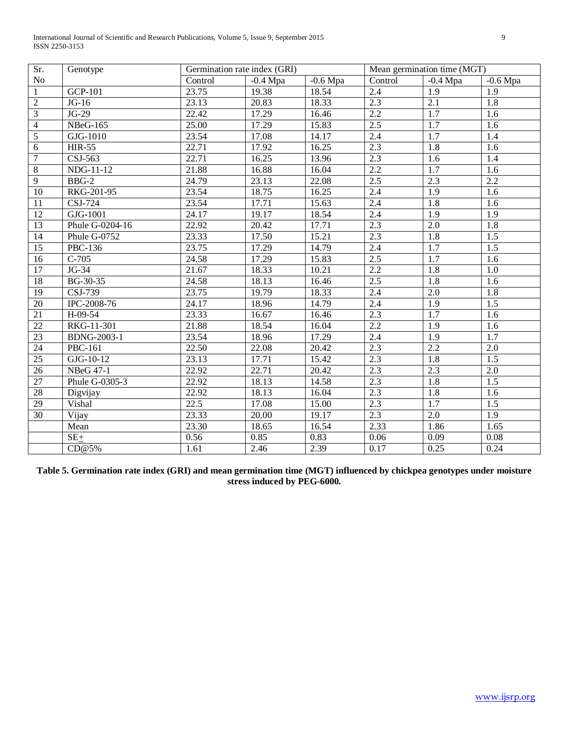| Sr. No | Genotype | Germination rate index (GRI) | | | Mean germination time (MGT) | | |
|---|---|---|---|---|---|---|---|
| | | Control | -0.4 Mpa | -0.6 Mpa | Control | -0.4 Mpa | -0.6 Mpa |
| 1 | GCP-101 | 23.75 | 19.38 | 18.54 | 2.4 | 1.9 | 1.9 |
| 2 | JG-16 | 23.13 | 20.83 | 18.33 | 2.3 | 2.1 | 1.8 |
| 3 | JG-29 | 22.42 | 17.29 | 16.46 | 2.2 | 1.7 | 1.6 |
| 4 | NBeG-165 | 25.00 | 17.29 | 15.83 | 2.5 | 1.7 | 1.6 |
| 5 | GJG-1010 | 23.54 | 17.08 | 14.17 | 2.4 | 1.7 | 1.4 |
| 6 | HIR-55 | 22.71 | 17.92 | 16.25 | 2.3 | 1.8 | 1.6 |
| 7 | CSJ-563 | 22.71 | 16.25 | 13.96 | 2.3 | 1.6 | 1.4 |
| 8 | NDG-11-12 | 21.88 | 16.88 | 16.04 | 2.2 | 1.7 | 1.6 |
| 9 | BBG-2 | 24.79 | 23.13 | 22.08 | 2.5 | 2.3 | 2.2 |
| 10 | RKG-201-95 | 23.54 | 18.75 | 16.25 | 2.4 | 1.9 | 1.6 |
| 11 | CSJ-724 | 23.54 | 17.71 | 15.63 | 2.4 | 1.8 | 1.6 |
| 12 | GJG-1001 | 24.17 | 19.17 | 18.54 | 2.4 | 1.9 | 1.9 |
| 13 | Phule G-0204-16 | 22.92 | 20.42 | 17.71 | 2.3 | 2.0 | 1.8 |
| 14 | Phule G-0752 | 23.33 | 17.50 | 15.21 | 2.3 | 1.8 | 1.5 |
| 15 | PBC-136 | 23.75 | 17.29 | 14.79 | 2.4 | 1.7 | 1.5 |
| 16 | C-705 | 24.58 | 17.29 | 15.83 | 2.5 | 1.7 | 1.6 |
| 17 | JG-34 | 21.67 | 18.33 | 10.21 | 2.2 | 1.8 | 1.0 |
| 18 | BG-30-35 | 24.58 | 18.13 | 16.46 | 2.5 | 1.8 | 1.6 |
| 19 | CSJ-739 | 23.75 | 19.79 | 18.33 | 2.4 | 2.0 | 1.8 |
| 20 | IPC-2008-76 | 24.17 | 18.96 | 14.79 | 2.4 | 1.9 | 1.5 |
| 21 | H-09-54 | 23.33 | 16.67 | 16.46 | 2.3 | 1.7 | 1.6 |
| 22 | RKG-11-301 | 21.88 | 18.54 | 16.04 | 2.2 | 1.9 | 1.6 |
| 23 | BDNG-2003-1 | 23.54 | 18.96 | 17.29 | 2.4 | 1.9 | 1.7 |
| 24 | PBC-161 | 22.50 | 22.08 | 20.42 | 2.3 | 2.2 | 2.0 |
| 25 | GJG-10-12 | 23.13 | 17.71 | 15.42 | 2.3 | 1.8 | 1.5 |
| 26 | NBeG 47-1 | 22.92 | 22.71 | 20.42 | 2.3 | 2.3 | 2.0 |
| 27 | Phule G-0305-3 | 22.92 | 18.13 | 14.58 | 2.3 | 1.8 | 1.5 |
| 28 | Digvijay | 22.92 | 18.13 | 16.04 | 2.3 | 1.8 | 1.6 |
| 29 | Vishal | 22.5 | 17.08 | 15.00 | 2.3 | 1.7 | 1.5 |
| 30 | Vijay | 23.33 | 20.00 | 19.17 | 2.3 | 2.0 | 1.9 |
| | Mean | 23.30 | 18.65 | 16.54 | 2.33 | 1.86 | 1.65 |
| | SE± | 0.56 | 0.85 | 0.83 | 0.06 | 0.09 | 0.08 |
| | CD@5% | 1.61 | 2.46 | 2.39 | 0.17 | 0.25 | 0.24 |

**Table 5. Germination rate index (GRI) and mean germination time (MGT) influenced by chickpea genotypes under moisture stress induced by PEG-6000.**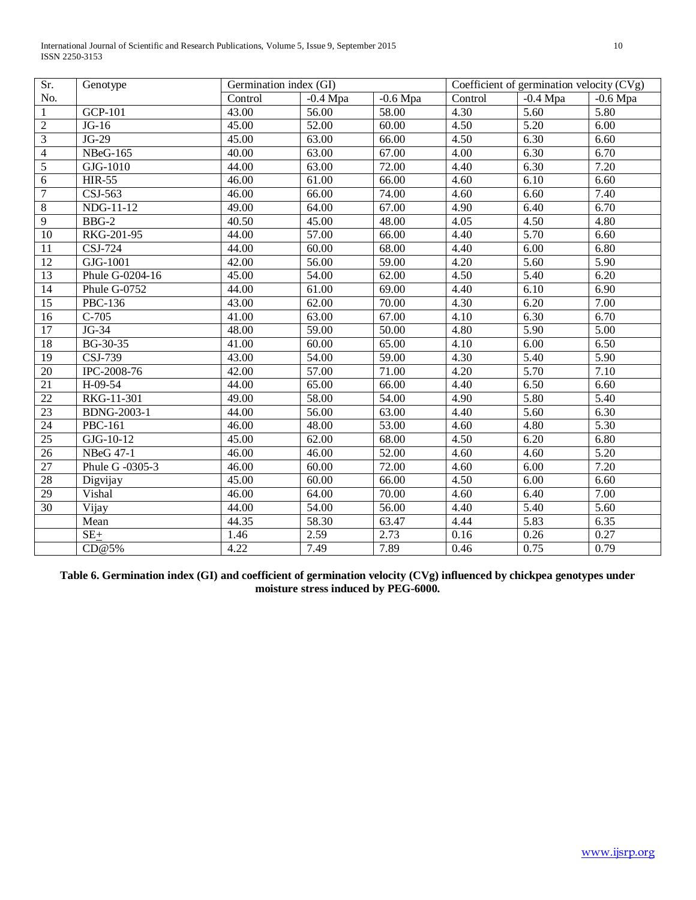| Sr. No. | Genotype | Germination index (GI) | | | Coefficient of germination velocity (CVg) | | |
|---|---|---|---|---|---|---|---|
| | | Control | -0.4 Mpa | -0.6 Mpa | Control | -0.4 Mpa | -0.6 Mpa |
| 1 | GCP-101 | 43.00 | 56.00 | 58.00 | 4.30 | 5.60 | 5.80 |
| 2 | JG-16 | 45.00 | 52.00 | 60.00 | 4.50 | 5.20 | 6.00 |
| 3 | JG-29 | 45.00 | 63.00 | 66.00 | 4.50 | 6.30 | 6.60 |
| 4 | NBeG-165 | 40.00 | 63.00 | 67.00 | 4.00 | 6.30 | 6.70 |
| 5 | GJG-1010 | 44.00 | 63.00 | 72.00 | 4.40 | 6.30 | 7.20 |
| 6 | HIR-55 | 46.00 | 61.00 | 66.00 | 4.60 | 6.10 | 6.60 |
| 7 | CSJ-563 | 46.00 | 66.00 | 74.00 | 4.60 | 6.60 | 7.40 |
| 8 | NDG-11-12 | 49.00 | 64.00 | 67.00 | 4.90 | 6.40 | 6.70 |
| 9 | BBG-2 | 40.50 | 45.00 | 48.00 | 4.05 | 4.50 | 4.80 |
| 10 | RKG-201-95 | 44.00 | 57.00 | 66.00 | 4.40 | 5.70 | 6.60 |
| 11 | CSJ-724 | 44.00 | 60.00 | 68.00 | 4.40 | 6.00 | 6.80 |
| 12 | GJG-1001 | 42.00 | 56.00 | 59.00 | 4.20 | 5.60 | 5.90 |
| 13 | Phule G-0204-16 | 45.00 | 54.00 | 62.00 | 4.50 | 5.40 | 6.20 |
| 14 | Phule G-0752 | 44.00 | 61.00 | 69.00 | 4.40 | 6.10 | 6.90 |
| 15 | PBC-136 | 43.00 | 62.00 | 70.00 | 4.30 | 6.20 | 7.00 |
| 16 | C-705 | 41.00 | 63.00 | 67.00 | 4.10 | 6.30 | 6.70 |
| 17 | JG-34 | 48.00 | 59.00 | 50.00 | 4.80 | 5.90 | 5.00 |
| 18 | BG-30-35 | 41.00 | 60.00 | 65.00 | 4.10 | 6.00 | 6.50 |
| 19 | CSJ-739 | 43.00 | 54.00 | 59.00 | 4.30 | 5.40 | 5.90 |
| 20 | IPC-2008-76 | 42.00 | 57.00 | 71.00 | 4.20 | 5.70 | 7.10 |
| 21 | H-09-54 | 44.00 | 65.00 | 66.00 | 4.40 | 6.50 | 6.60 |
| 22 | RKG-11-301 | 49.00 | 58.00 | 54.00 | 4.90 | 5.80 | 5.40 |
| 23 | BDNG-2003-1 | 44.00 | 56.00 | 63.00 | 4.40 | 5.60 | 6.30 |
| 24 | PBC-161 | 46.00 | 48.00 | 53.00 | 4.60 | 4.80 | 5.30 |
| 25 | GJG-10-12 | 45.00 | 62.00 | 68.00 | 4.50 | 6.20 | 6.80 |
| 26 | NBeG 47-1 | 46.00 | 46.00 | 52.00 | 4.60 | 4.60 | 5.20 |
| 27 | Phule G -0305-3 | 46.00 | 60.00 | 72.00 | 4.60 | 6.00 | 7.20 |
| 28 | Digvijay | 45.00 | 60.00 | 66.00 | 4.50 | 6.00 | 6.60 |
| 29 | Vishal | 46.00 | 64.00 | 70.00 | 4.60 | 6.40 | 7.00 |
| 30 | Vijay | 44.00 | 54.00 | 56.00 | 4.40 | 5.40 | 5.60 |
| | Mean | 44.35 | 58.30 | 63.47 | 4.44 | 5.83 | 6.35 |
| | SE± | 1.46 | 2.59 | 2.73 | 0.16 | 0.26 | 0.27 |
| | CD@5% | 4.22 | 7.49 | 7.89 | 0.46 | 0.75 | 0.79 |

**Table 6. Germination index (GI) and coefficient of germination velocity (CVg) influenced by chickpea genotypes under moisture stress induced by PEG-6000.**